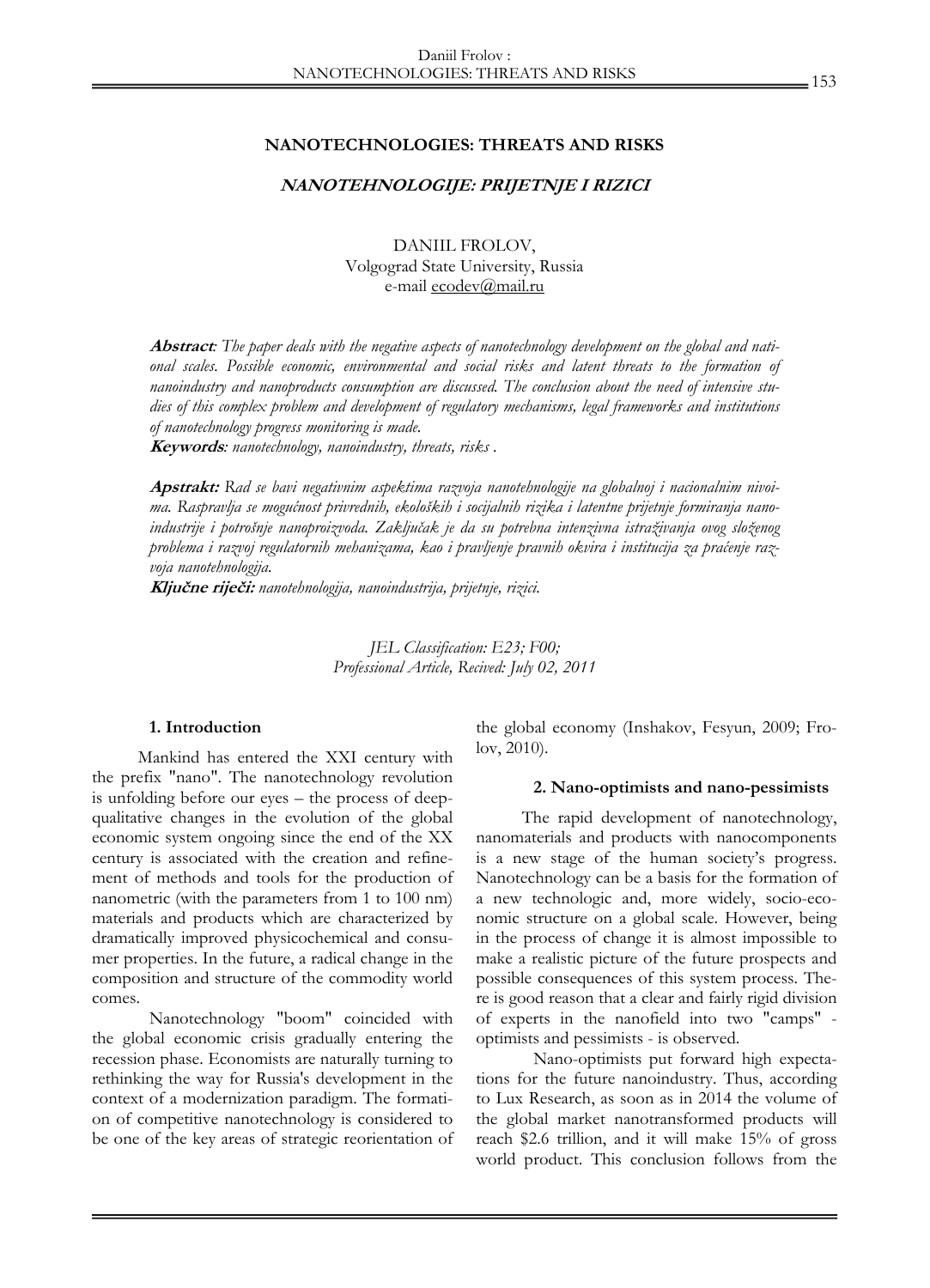# NANOTECHNOLOGIES: THREATS AND RISKS

## *NANOTEHNOLOGIJE: PRIJETNJE I RIZICI*

DANIIL FROLOV,
Volgograd State University, Russia
e-mail ecodev@mail.ru

**Abstract**: *The paper deals with the negative aspects of nanotechnology development on the global and national scales. Possible economic, environmental and social risks and latent threats to the formation of nanoindustry and nanoproducts consumption are discussed. The conclusion about the need of intensive studies of this complex problem and development of regulatory mechanisms, legal frameworks and institutions of nanotechnology progress monitoring is made.*

**Keywords**: *nanotechnology, nanoindustry, threats, risks .*

**Apstrakt:** *Rad se bavi negativnim aspektima razvoja nanotehnologije na globalnoj i nacionalnim nivoima. Raspravlja se mogućnost privrednih, ekoloških i socijalnih rizika i latentne prijetnje formiranja nanoindustrije i potrošnje nanoproizvoda. Zaključak je da su potrebna intenzivna istraživanja ovog složenog problema i razvoj regulatornih mehanizama, kao i pravljenje pravnih okvira i institucija za praćenje razvoja nanotehnologija.*

**Ključne riječi:** *nanotehnologija, nanoindustrija, prijetnje, rizici.*

*JEL Classification: E23; F00;*
*Professional Article, Recived: July 02, 2011*

### 1. Introduction

Mankind has entered the XXI century with the prefix "nano". The nanotechnology revolution is unfolding before our eyes – the process of deep-qualitative changes in the evolution of the global economic system ongoing since the end of the XX century is associated with the creation and refinement of methods and tools for the production of nanometric (with the parameters from 1 to 100 nm) materials and products which are characterized by dramatically improved physicochemical and consumer properties. In the future, a radical change in the composition and structure of the commodity world comes.

Nanotechnology "boom" coincided with the global economic crisis gradually entering the recession phase. Economists are naturally turning to rethinking the way for Russia's development in the context of a modernization paradigm. The formation of competitive nanotechnology is considered to be one of the key areas of strategic reorientation of the global economy (Inshakov, Fesyun, 2009; Frolov, 2010).

### 2. Nano-optimists and nano-pessimists

The rapid development of nanotechnology, nanomaterials and products with nanocomponents is a new stage of the human society's progress. Nanotechnology can be a basis for the formation of a new technologic and, more widely, socio-economic structure on a global scale. However, being in the process of change it is almost impossible to make a realistic picture of the future prospects and possible consequences of this system process. There is good reason that a clear and fairly rigid division of experts in the nanofield into two "camps" - optimists and pessimists - is observed.

Nano-optimists put forward high expectations for the future nanoindustry. Thus, according to Lux Research, as soon as in 2014 the volume of the global market nanotransformed products will reach $2.6 trillion, and it will make 15% of gross world product. This conclusion follows from the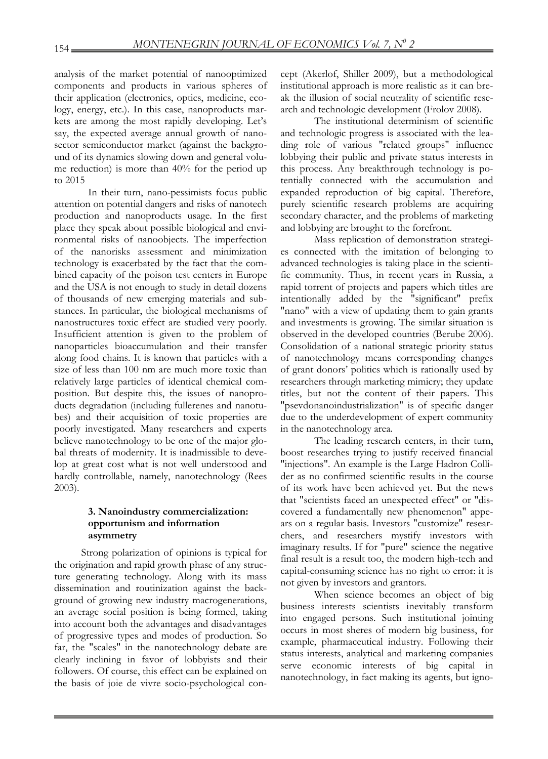analysis of the market potential of nanooptimized components and products in various spheres of their application (electronics, optics, medicine, ecology, energy, etc.). In this case, nanoproducts markets are among the most rapidly developing. Let's say, the expected average annual growth of nanosector semiconductor market (against the background of its dynamics slowing down and general volume reduction) is more than 40% for the period up to 2015

In their turn, nano-pessimists focus public attention on potential dangers and risks of nanotech production and nanoproducts usage. In the first place they speak about possible biological and environmental risks of nanoobjects. The imperfection of the nanorisks assessment and minimization technology is exacerbated by the fact that the combined capacity of the poison test centers in Europe and the USA is not enough to study in detail dozens of thousands of new emerging materials and substances. In particular, the biological mechanisms of nanostructures toxic effect are studied very poorly. Insufficient attention is given to the problem of nanoparticles bioaccumulation and their transfer along food chains. It is known that particles with a size of less than 100 nm are much more toxic than relatively large particles of identical chemical composition. But despite this, the issues of nanoproducts degradation (including fullerenes and nanotubes) and their acquisition of toxic properties are poorly investigated. Many researchers and experts believe nanotechnology to be one of the major global threats of modernity. It is inadmissible to develop at great cost what is not well understood and hardly controllable, namely, nanotechnology (Rees 2003).

### 3. Nanoindustry commercialization: opportunism and information asymmetry

Strong polarization of opinions is typical for the origination and rapid growth phase of any structure generating technology. Along with its mass dissemination and routinization against the background of growing new industry macrogenerations, an average social position is being formed, taking into account both the advantages and disadvantages of progressive types and modes of production. So far, the "scales" in the nanotechnology debate are clearly inclining in favor of lobbyists and their followers. Of course, this effect can be explained on the basis of joie de vivre socio-psychological concept (Akerlof, Shiller 2009), but a methodological institutional approach is more realistic as it can break the illusion of social neutrality of scientific research and technologic development (Frolov 2008).

The institutional determinism of scientific and technologic progress is associated with the leading role of various "related groups" influence lobbying their public and private status interests in this process. Any breakthrough technology is potentially connected with the accumulation and expanded reproduction of big capital. Therefore, purely scientific research problems are acquiring secondary character, and the problems of marketing and lobbying are brought to the forefront.

Mass replication of demonstration strategies connected with the imitation of belonging to advanced technologies is taking place in the scientific community. Thus, in recent years in Russia, a rapid torrent of projects and papers which titles are intentionally added by the "significant" prefix "nano" with a view of updating them to gain grants and investments is growing. The similar situation is observed in the developed countries (Berube 2006). Consolidation of a national strategic priority status of nanotechnology means corresponding changes of grant donors' politics which is rationally used by researchers through marketing mimicry; they update titles, but not the content of their papers. This "psevdonanoindustrialization" is of specific danger due to the underdevelopment of expert community in the nanotechnology area.

The leading research centers, in their turn, boost researches trying to justify received financial "injections". An example is the Large Hadron Collider as no confirmed scientific results in the course of its work have been achieved yet. But the news that "scientists faced an unexpected effect" or "discovered a fundamentally new phenomenon" appears on a regular basis. Investors "customize" researchers, and researchers mystify investors with imaginary results. If for "pure" science the negative final result is a result too, the modern high-tech and capital-consuming science has no right to error: it is not given by investors and grantors.

When science becomes an object of big business interests scientists inevitably transform into engaged persons. Such institutional jointing occurs in most sheres of modern big business, for example, pharmaceutical industry. Following their status interests, analytical and marketing companies serve economic interests of big capital in nanotechnology, in fact making its agents, but igno-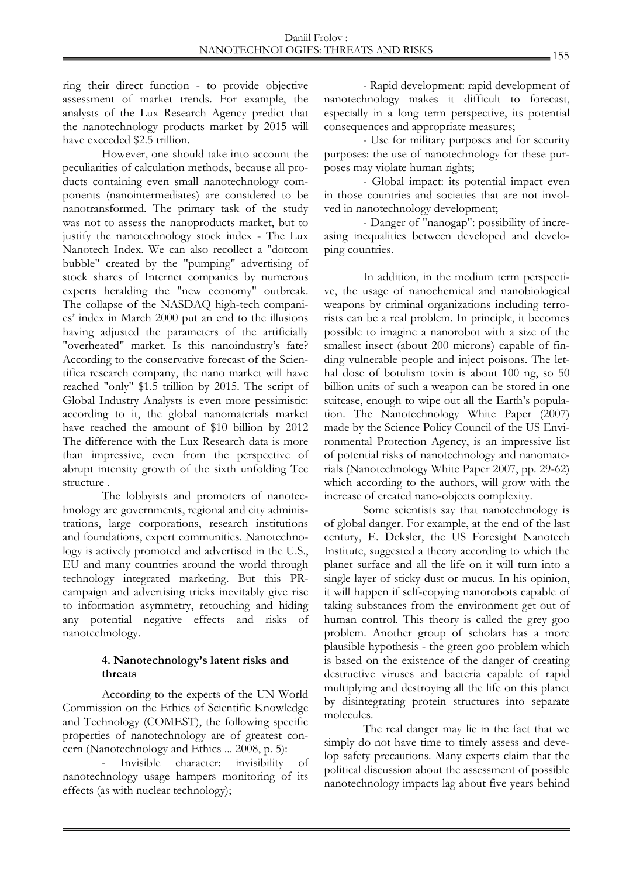ring their direct function - to provide objective assessment of market trends. For example, the analysts of the Lux Research Agency predict that the nanotechnology products market by 2015 will have exceeded $2.5 trillion.

However, one should take into account the peculiarities of calculation methods, because all products containing even small nanotechnology components (nanointermediates) are considered to be nanotransformed. The primary task of the study was not to assess the nanoproducts market, but to justify the nanotechnology stock index - The Lux Nanotech Index. We can also recollect a "dotcom bubble" created by the "pumping" advertising of stock shares of Internet companies by numerous experts heralding the "new economy" outbreak. The collapse of the NASDAQ high-tech companies' index in March 2000 put an end to the illusions having adjusted the parameters of the artificially "overheated" market. Is this nanoindustry's fate? According to the conservative forecast of the Scientifica research company, the nano market will have reached "only" $1.5 trillion by 2015. The script of Global Industry Analysts is even more pessimistic: according to it, the global nanomaterials market have reached the amount of $10 billion by 2012 The difference with the Lux Research data is more than impressive, even from the perspective of abrupt intensity growth of the sixth unfolding Tec structure .

The lobbyists and promoters of nanotechnology are governments, regional and city administrations, large corporations, research institutions and foundations, expert communities. Nanotechnology is actively promoted and advertised in the U.S., EU and many countries around the world through technology integrated marketing. But this PR-campaign and advertising tricks inevitably give rise to information asymmetry, retouching and hiding any potential negative effects and risks of nanotechnology.

#### 4. Nanotechnology's latent risks and threats

According to the experts of the UN World Commission on the Ethics of Scientific Knowledge and Technology (COMEST), the following specific properties of nanotechnology are of greatest concern (Nanotechnology and Ethics ... 2008, p. 5):

- Invisible character: invisibility of nanotechnology usage hampers monitoring of its effects (as with nuclear technology);
- Rapid development: rapid development of nanotechnology makes it difficult to forecast, especially in a long term perspective, its potential consequences and appropriate measures;
- Use for military purposes and for security purposes: the use of nanotechnology for these purposes may violate human rights;
- Global impact: its potential impact even in those countries and societies that are not involved in nanotechnology development;
- Danger of "nanogap": possibility of increasing inequalities between developed and developing countries.

In addition, in the medium term perspective, the usage of nanochemical and nanobiological weapons by criminal organizations including terrorists can be a real problem. In principle, it becomes possible to imagine a nanorobot with a size of the smallest insect (about 200 microns) capable of finding vulnerable people and inject poisons. The lethal dose of botulism toxin is about 100 ng, so 50 billion units of such a weapon can be stored in one suitcase, enough to wipe out all the Earth's population. The Nanotechnology White Paper (2007) made by the Science Policy Council of the US Environmental Protection Agency, is an impressive list of potential risks of nanotechnology and nanomaterials (Nanotechnology White Paper 2007, pp. 29-62) which according to the authors, will grow with the increase of created nano-objects complexity.

Some scientists say that nanotechnology is of global danger. For example, at the end of the last century, E. Deksler, the US Foresight Nanotech Institute, suggested a theory according to which the planet surface and all the life on it will turn into a single layer of sticky dust or mucus. In his opinion, it will happen if self-copying nanorobots capable of taking substances from the environment get out of human control. This theory is called the grey goo problem. Another group of scholars has a more plausible hypothesis - the green goo problem which is based on the existence of the danger of creating destructive viruses and bacteria capable of rapid multiplying and destroying all the life on this planet by disintegrating protein structures into separate molecules.

The real danger may lie in the fact that we simply do not have time to timely assess and develop safety precautions. Many experts claim that the political discussion about the assessment of possible nanotechnology impacts lag about five years behind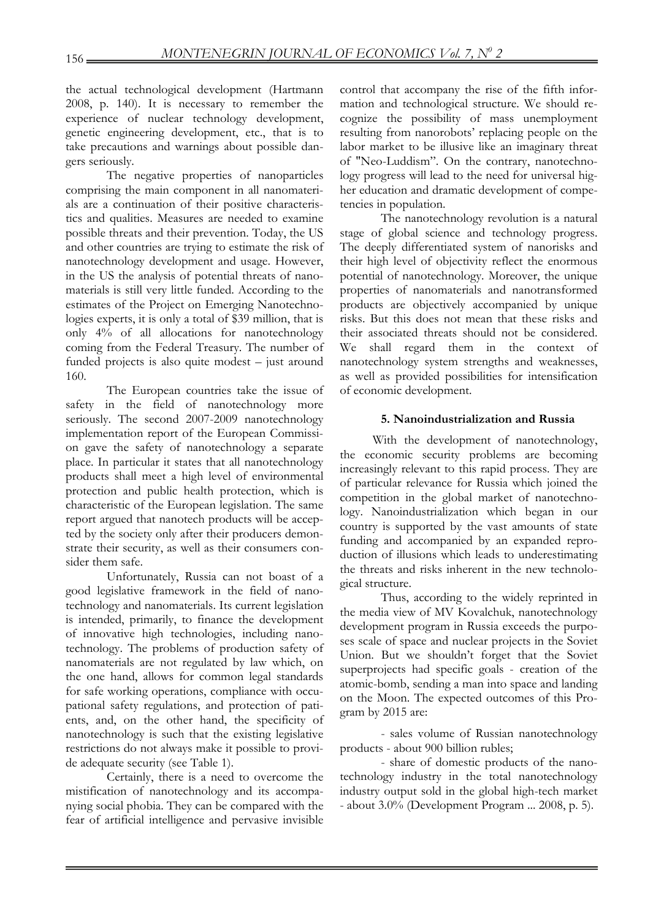the actual technological development (Hartmann 2008, p. 140). It is necessary to remember the experience of nuclear technology development, genetic engineering development, etc., that is to take precautions and warnings about possible dangers seriously.

The negative properties of nanoparticles comprising the main component in all nanomaterials are a continuation of their positive characteristics and qualities. Measures are needed to examine possible threats and their prevention. Today, the US and other countries are trying to estimate the risk of nanotechnology development and usage. However, in the US the analysis of potential threats of nanomaterials is still very little funded. According to the estimates of the Project on Emerging Nanotechnologies experts, it is only a total of $39 million, that is only 4% of all allocations for nanotechnology coming from the Federal Treasury. The number of funded projects is also quite modest – just around 160.

The European countries take the issue of safety in the field of nanotechnology more seriously. The second 2007-2009 nanotechnology implementation report of the European Commission gave the safety of nanotechnology a separate place. In particular it states that all nanotechnology products shall meet a high level of environmental protection and public health protection, which is characteristic of the European legislation. The same report argued that nanotech products will be accepted by the society only after their producers demonstrate their security, as well as their consumers consider them safe.

Unfortunately, Russia can not boast of a good legislative framework in the field of nanotechnology and nanomaterials. Its current legislation is intended, primarily, to finance the development of innovative high technologies, including nanotechnology. The problems of production safety of nanomaterials are not regulated by law which, on the one hand, allows for common legal standards for safe working operations, compliance with occupational safety regulations, and protection of patients, and, on the other hand, the specificity of nanotechnology is such that the existing legislative restrictions do not always make it possible to provide adequate security (see Table 1).

Certainly, there is a need to overcome the mistification of nanotechnology and its accompanying social phobia. They can be compared with the fear of artificial intelligence and pervasive invisible control that accompany the rise of the fifth information and technological structure. We should recognize the possibility of mass unemployment resulting from nanorobots' replacing people on the labor market to be illusive like an imaginary threat of "Neo-Luddism". On the contrary, nanotechnology progress will lead to the need for universal higher education and dramatic development of competencies in population.

The nanotechnology revolution is a natural stage of global science and technology progress. The deeply differentiated system of nanorisks and their high level of objectivity reflect the enormous potential of nanotechnology. Moreover, the unique properties of nanomaterials and nanotransformed products are objectively accompanied by unique risks. But this does not mean that these risks and their associated threats should not be considered. We shall regard them in the context of nanotechnology system strengths and weaknesses, as well as provided possibilities for intensification of economic development.

## 5. Nanoindustrialization and Russia

With the development of nanotechnology, the economic security problems are becoming increasingly relevant to this rapid process. They are of particular relevance for Russia which joined the competition in the global market of nanotechnology. Nanoindustrialization which began in our country is supported by the vast amounts of state funding and accompanied by an expanded reproduction of illusions which leads to underestimating the threats and risks inherent in the new technological structure.

Thus, according to the widely reprinted in the media view of MV Kovalchuk, nanotechnology development program in Russia exceeds the purposes scale of space and nuclear projects in the Soviet Union. But we shouldn't forget that the Soviet superprojects had specific goals - creation of the atomic-bomb, sending a man into space and landing on the Moon. The expected outcomes of this Program by 2015 are:

- sales volume of Russian nanotechnology products - about 900 billion rubles;

- share of domestic products of the nanotechnology industry in the total nanotechnology industry output sold in the global high-tech market - about 3.0% (Development Program ... 2008, p. 5).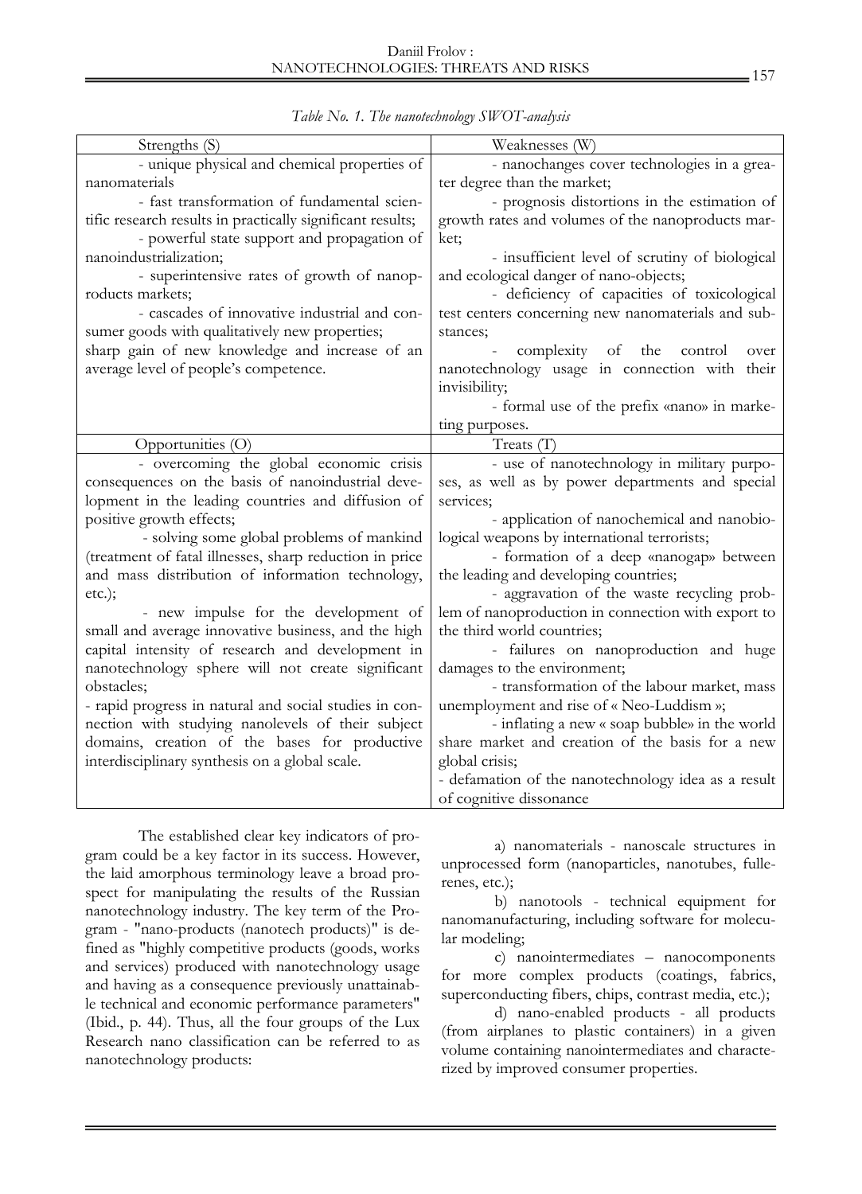*Table No. 1. The nanotechnology SWOT-analysis*

| Strengths (S) | Weaknesses (W) |
|---|---|
| - unique physical and chemical properties of nanomaterials<br>- fast transformation of fundamental scientific research results in practically significant results;<br>- powerful state support and propagation of nanoindustrialization;<br>- superintensive rates of growth of nanoproducts markets;<br>- cascades of innovative industrial and consumer goods with qualitatively new properties;<br>sharp gain of new knowledge and increase of an average level of people's competence. | - nanochanges cover technologies in a greater degree than the market;<br>- prognosis distortions in the estimation of growth rates and volumes of the nanoproducts market;<br>- insufficient level of scrutiny of biological and ecological danger of nano-objects;<br>- deficiency of capacities of toxicological test centers concerning new nanomaterials and substances;<br>- complexity of the control over nanotechnology usage in connection with their invisibility;<br>- formal use of the prefix «nano» in marketing purposes. |
| **Opportunities (O)** | **Treats (T)** |
| - overcoming the global economic crisis consequences on the basis of nanoindustrial development in the leading countries and diffusion of positive growth effects;<br>- solving some global problems of mankind (treatment of fatal illnesses, sharp reduction in price and mass distribution of information technology, etc.);<br>- new impulse for the development of small and average innovative business, and the high capital intensity of research and development in nanotechnology sphere will not create significant obstacles;<br>- rapid progress in natural and social studies in connection with studying nanolevels of their subject domains, creation of the bases for productive interdisciplinary synthesis on a global scale. | - use of nanotechnology in military purposes, as well as by power departments and special services;<br>- application of nanochemical and nanobiological weapons by international terrorists;<br>- formation of a deep «nanogap» between the leading and developing countries;<br>- aggravation of the waste recycling problem of nanoproduction in connection with export to the third world countries;<br>- failures on nanoproduction and huge damages to the environment;<br>- transformation of the labour market, mass unemployment and rise of « Neo-Luddism »;<br>- inflating a new « soap bubble» in the world share market and creation of the basis for a new global crisis;<br>- defamation of the nanotechnology idea as a result of cognitive dissonance |

The established clear key indicators of program could be a key factor in its success. However, the laid amorphous terminology leave a broad prospect for manipulating the results of the Russian nanotechnology industry. The key term of the Program - "nano-products (nanotech products)" is defined as "highly competitive products (goods, works and services) produced with nanotechnology usage and having as a consequence previously unattainable technical and economic performance parameters" (Ibid., p. 44). Thus, all the four groups of the Lux Research nano classification can be referred to as nanotechnology products:

a) nanomaterials - nanoscale structures in unprocessed form (nanoparticles, nanotubes, fullerenes, etc.);

b) nanotools - technical equipment for nanomanufacturing, including software for molecular modeling;

c) nanointermediates – nanocomponents for more complex products (coatings, fabrics, superconducting fibers, chips, contrast media, etc.);

d) nano-enabled products - all products (from airplanes to plastic containers) in a given volume containing nanointermediates and characterized by improved consumer properties.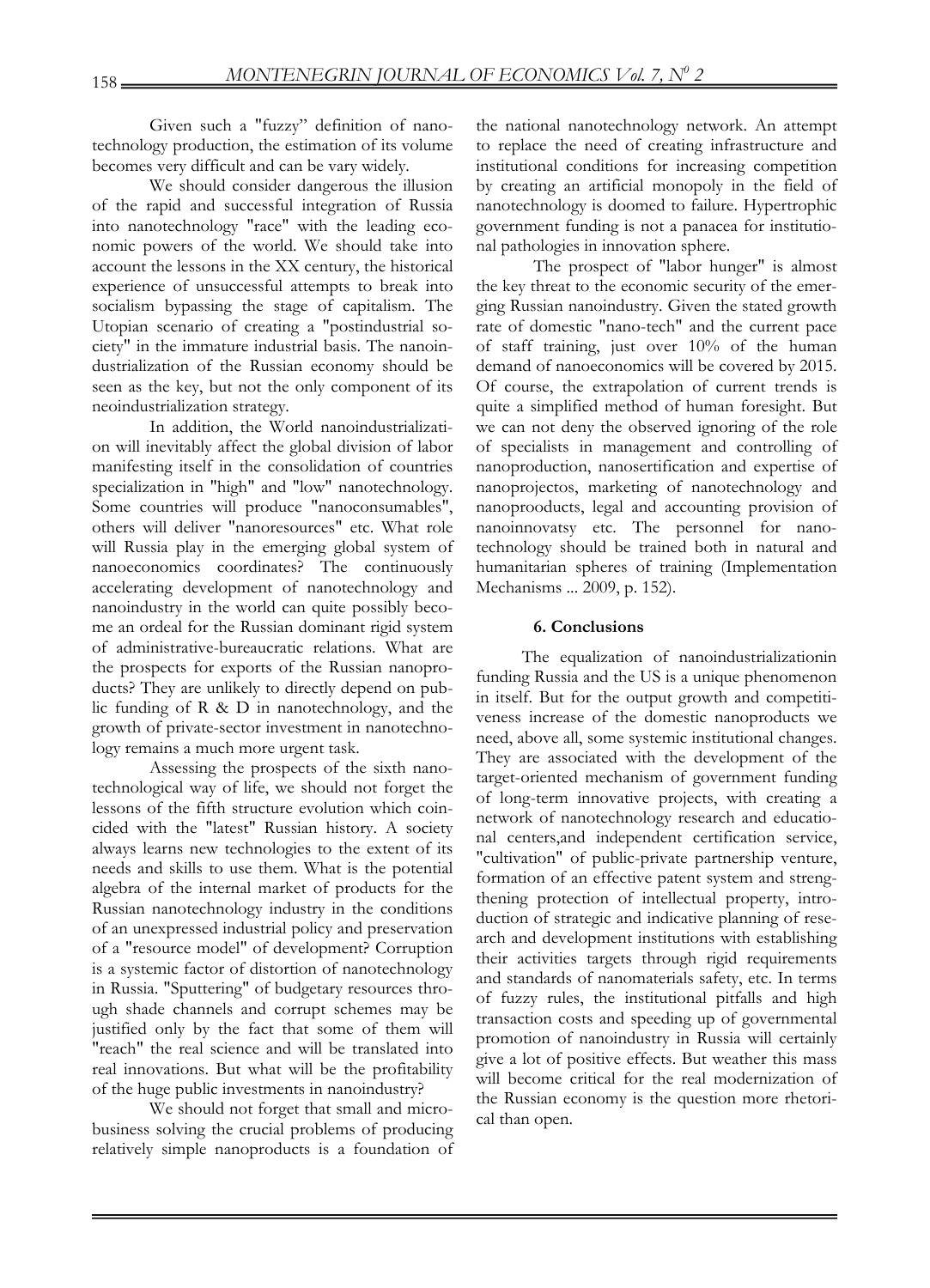Given such a "fuzzy" definition of nanotechnology production, the estimation of its volume becomes very difficult and can be vary widely.

We should consider dangerous the illusion of the rapid and successful integration of Russia into nanotechnology "race" with the leading economic powers of the world. We should take into account the lessons in the XX century, the historical experience of unsuccessful attempts to break into socialism bypassing the stage of capitalism. The Utopian scenario of creating a "postindustrial society" in the immature industrial basis. The nanoindustrialization of the Russian economy should be seen as the key, but not the only component of its neoindustrialization strategy.

In addition, the World nanoindustrialization will inevitably affect the global division of labor manifesting itself in the consolidation of countries specialization in "high" and "low" nanotechnology. Some countries will produce "nanoconsumables", others will deliver "nanoresources" etc. What role will Russia play in the emerging global system of nanoeconomics coordinates? The continuously accelerating development of nanotechnology and nanoindustry in the world can quite possibly become an ordeal for the Russian dominant rigid system of administrative-bureaucratic relations. What are the prospects for exports of the Russian nanoproducts? They are unlikely to directly depend on public funding of R & D in nanotechnology, and the growth of private-sector investment in nanotechnology remains a much more urgent task.

Assessing the prospects of the sixth nanotechnological way of life, we should not forget the lessons of the fifth structure evolution which coincided with the "latest" Russian history. A society always learns new technologies to the extent of its needs and skills to use them. What is the potential algebra of the internal market of products for the Russian nanotechnology industry in the conditions of an unexpressed industrial policy and preservation of a "resource model" of development? Corruption is a systemic factor of distortion of nanotechnology in Russia. "Sputtering" of budgetary resources through shade channels and corrupt schemes may be justified only by the fact that some of them will "reach" the real science and will be translated into real innovations. But what will be the profitability of the huge public investments in nanoindustry?

We should not forget that small and micro-business solving the crucial problems of producing relatively simple nanoproducts is a foundation of the national nanotechnology network. An attempt to replace the need of creating infrastructure and institutional conditions for increasing competition by creating an artificial monopoly in the field of nanotechnology is doomed to failure. Hypertrophic government funding is not a panacea for institutional pathologies in innovation sphere.

The prospect of "labor hunger" is almost the key threat to the economic security of the emerging Russian nanoindustry. Given the stated growth rate of domestic "nano-tech" and the current pace of staff training, just over 10% of the human demand of nanoeconomics will be covered by 2015. Of course, the extrapolation of current trends is quite a simplified method of human foresight. But we can not deny the observed ignoring of the role of specialists in management and controlling of nanoproduction, nanosertification and expertise of nanoprojectos, marketing of nanotechnology and nanoprooducts, legal and accounting provision of nanoinnovatsy etc. The personnel for nanotechnology should be trained both in natural and humanitarian spheres of training (Implementation Mechanisms ... 2009, p. 152).

## 6. Conclusions

The equalization of nanoindustrializationin funding Russia and the US is a unique phenomenon in itself. But for the output growth and competitiveness increase of the domestic nanoproducts we need, above all, some systemic institutional changes. They are associated with the development of the target-oriented mechanism of government funding of long-term innovative projects, with creating a network of nanotechnology research and educational centers,and independent certification service, "cultivation" of public-private partnership venture, formation of an effective patent system and strengthening protection of intellectual property, introduction of strategic and indicative planning of research and development institutions with establishing their activities targets through rigid requirements and standards of nanomaterials safety, etc. In terms of fuzzy rules, the institutional pitfalls and high transaction costs and speeding up of governmental promotion of nanoindustry in Russia will certainly give a lot of positive effects. But weather this mass will become critical for the real modernization of the Russian economy is the question more rhetorical than open.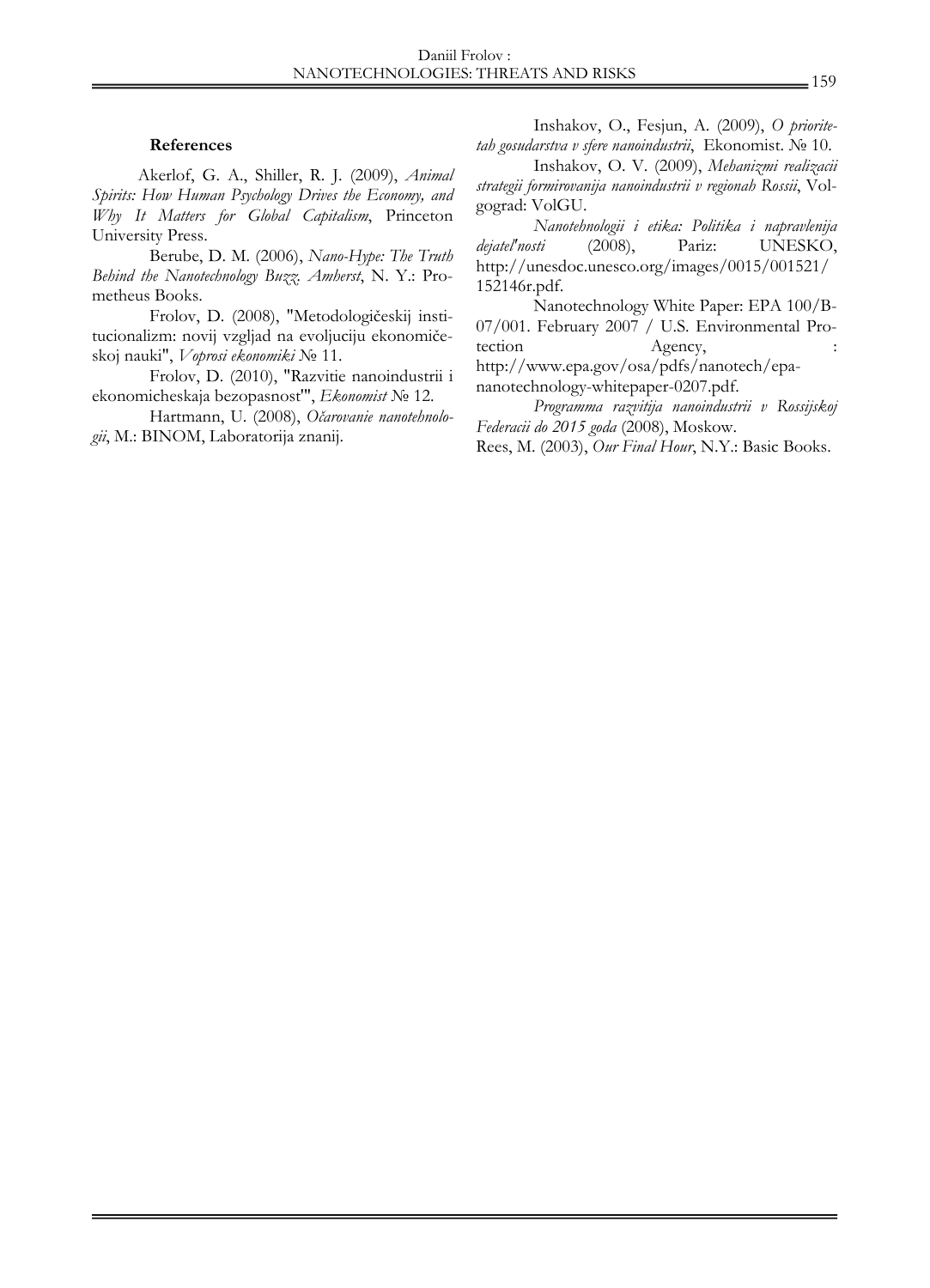## References

Akerlof, G. A., Shiller, R. J. (2009), *Animal Spirits: How Human Psychology Drives the Economy, and Why It Matters for Global Capitalism*, Princeton University Press.

Berube, D. M. (2006), *Nano-Hype: The Truth Behind the Nanotechnology Buzz. Amherst*, N. Y.: Prometheus Books.

Frolov, D. (2008), "Metodologičeskij institucionalizm: novij vzgljad na evoljuciju ekonomičeskoj nauki", *Voprosi ekonomiki* № 11.

Frolov, D. (2010), "Razvitie nanoindustrii i ekonomicheskaja bezopasnost'", *Ekonomist* № 12.

Hartmann, U. (2008), *Očarovanie nanotehnologii*, M.: BINOM, Laboratorija znanij.

Inshakov, O., Fesjun, A. (2009), *O prioritetah gosudarstva v sfere nanoindustrii*, Ekonomist. № 10.

Inshakov, O. V. (2009), *Mehanizmi realizacii strategii formirovanija nanoindustrii v regionah Rossii*, Volgograd: VolGU.

*Nanotehnologii i etika: Politika i napravlenija dejatel'nosti* (2008), Pariz: UNESKO, http://unesdoc.unesco.org/images/0015/001521/152146r.pdf.

Nanotechnology White Paper: EPA 100/B-07/001. February 2007 / U.S. Environmental Protection Agency, : http://www.epa.gov/osa/pdfs/nanotech/epa-nanotechnology-whitepaper-0207.pdf.

*Programma razvitija nanoindustrii v Rossijskoj Federacii do 2015 goda* (2008), Moskow.

Rees, M. (2003), *Our Final Hour*, N.Y.: Basic Books.